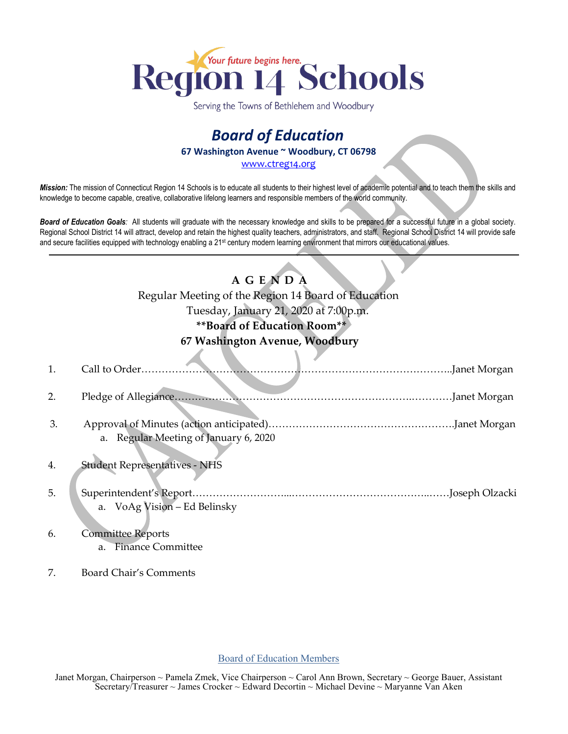# Region 14 Schools

*Your future begins here.*

Serving the Towns of Bethlehem and Woodbury

## *Board of Education*

**67 Washington Avenue ~ Woodbury, CT 06798**

www.ctreg14.org

***Mission:*** The mission of Connecticut Region 14 Schools is to educate all students to their highest level of academic potential and to teach them the skills and knowledge to become capable, creative, collaborative lifelong learners and responsible members of the world community.

***Board of Education Goals:*** All students will graduate with the necessary knowledge and skills to be prepared for a successful future in a global society. Regional School District 14 will attract, develop and retain the highest quality teachers, administrators, and staff. Regional School District 14 will provide safe and secure facilities equipped with technology enabling a 21st century modern learning environment that mirrors our educational values.

---

CANCELED

**A G E N D A**

Regular Meeting of the Region 14 Board of Education

Tuesday, January 21, 2020 at 7:00p.m.

**\*\*Board of Education Room\*\***

**67 Washington Avenue, Woodbury**

1. Call to Order……………………………………………………………………………..Janet Morgan
2. Pledge of Allegiance…………………………………………………………….…………Janet Morgan
3. Approval of Minutes (action anticipated)………………………………………………Janet Morgan
   a. Regular Meeting of January 6, 2020
4. Student Representatives - NHS
5. Superintendent's Report………………………...……………………………………..……Joseph Olzacki
   a. VoAg Vision – Ed Belinsky
6. Committee Reports
   a. Finance Committee
7. Board Chair's Comments

Board of Education Members

Janet Morgan, Chairperson ~ Pamela Zmek, Vice Chairperson ~ Carol Ann Brown, Secretary ~ George Bauer, Assistant Secretary/Treasurer ~ James Crocker ~ Edward Decortin ~ Michael Devine ~ Maryanne Van Aken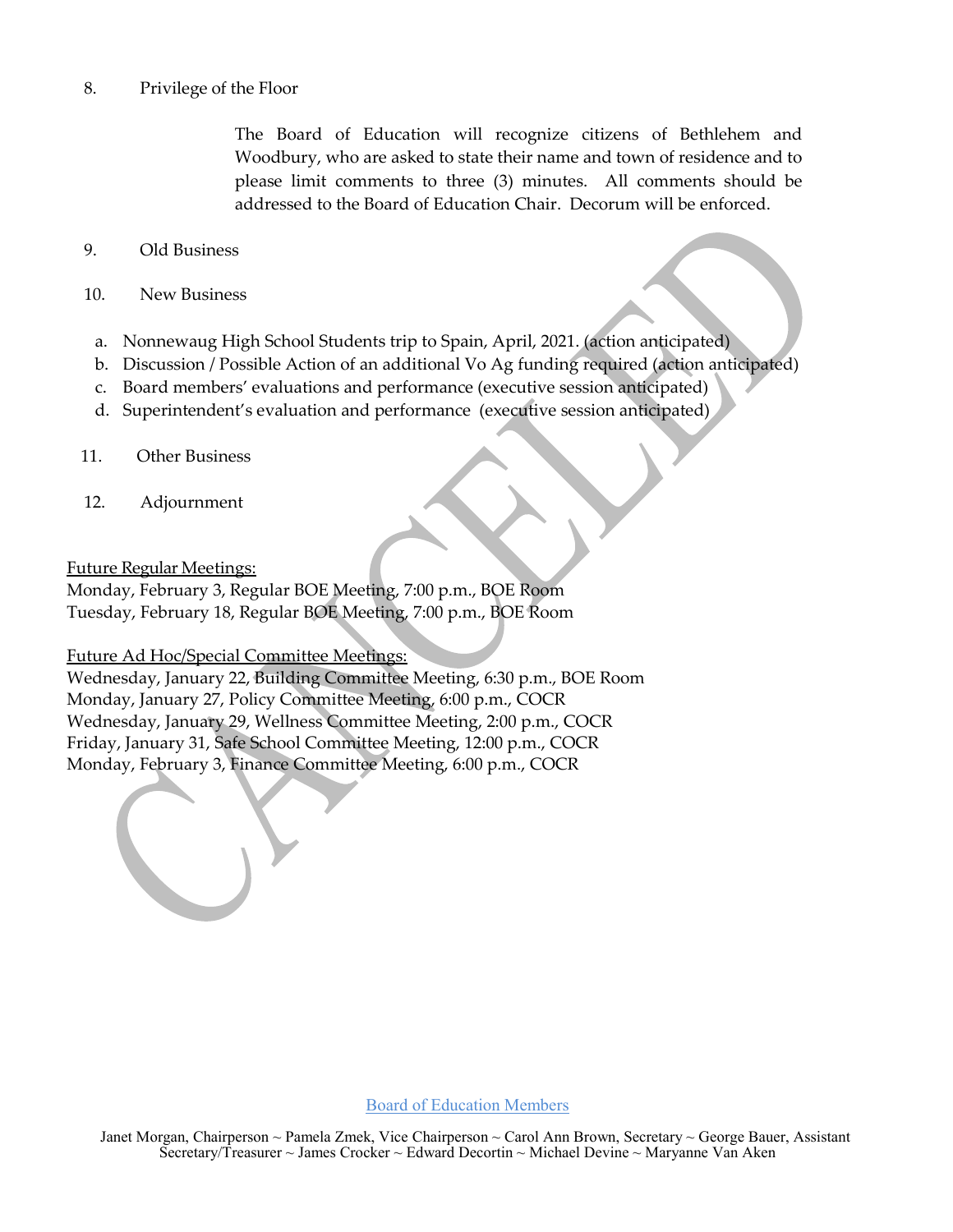8. Privilege of the Floor

   The Board of Education will recognize citizens of Bethlehem and Woodbury, who are asked to state their name and town of residence and to please limit comments to three (3) minutes. All comments should be addressed to the Board of Education Chair. Decorum will be enforced.

9. Old Business

10. New Business

    a. Nonnewaug High School Students trip to Spain, April, 2021. (action anticipated)
    b. Discussion / Possible Action of an additional Vo Ag funding required (action anticipated)
    c. Board members' evaluations and performance (executive session anticipated)
    d. Superintendent's evaluation and performance (executive session anticipated)

11. Other Business

12. Adjournment

CANCELED

<u>Future Regular Meetings:</u>
Monday, February 3, Regular BOE Meeting, 7:00 p.m., BOE Room
Tuesday, February 18, Regular BOE Meeting, 7:00 p.m., BOE Room

<u>Future Ad Hoc/Special Committee Meetings:</u>
Wednesday, January 22, Building Committee Meeting, 6:30 p.m., BOE Room
Monday, January 27, Policy Committee Meeting, 6:00 p.m., COCR
Wednesday, January 29, Wellness Committee Meeting, 2:00 p.m., COCR
Friday, January 31, Safe School Committee Meeting, 12:00 p.m., COCR
Monday, February 3, Finance Committee Meeting, 6:00 p.m., COCR

Board of Education Members

Janet Morgan, Chairperson ~ Pamela Zmek, Vice Chairperson ~ Carol Ann Brown, Secretary ~ George Bauer, Assistant Secretary/Treasurer ~ James Crocker ~ Edward Decortin ~ Michael Devine ~ Maryanne Van Aken